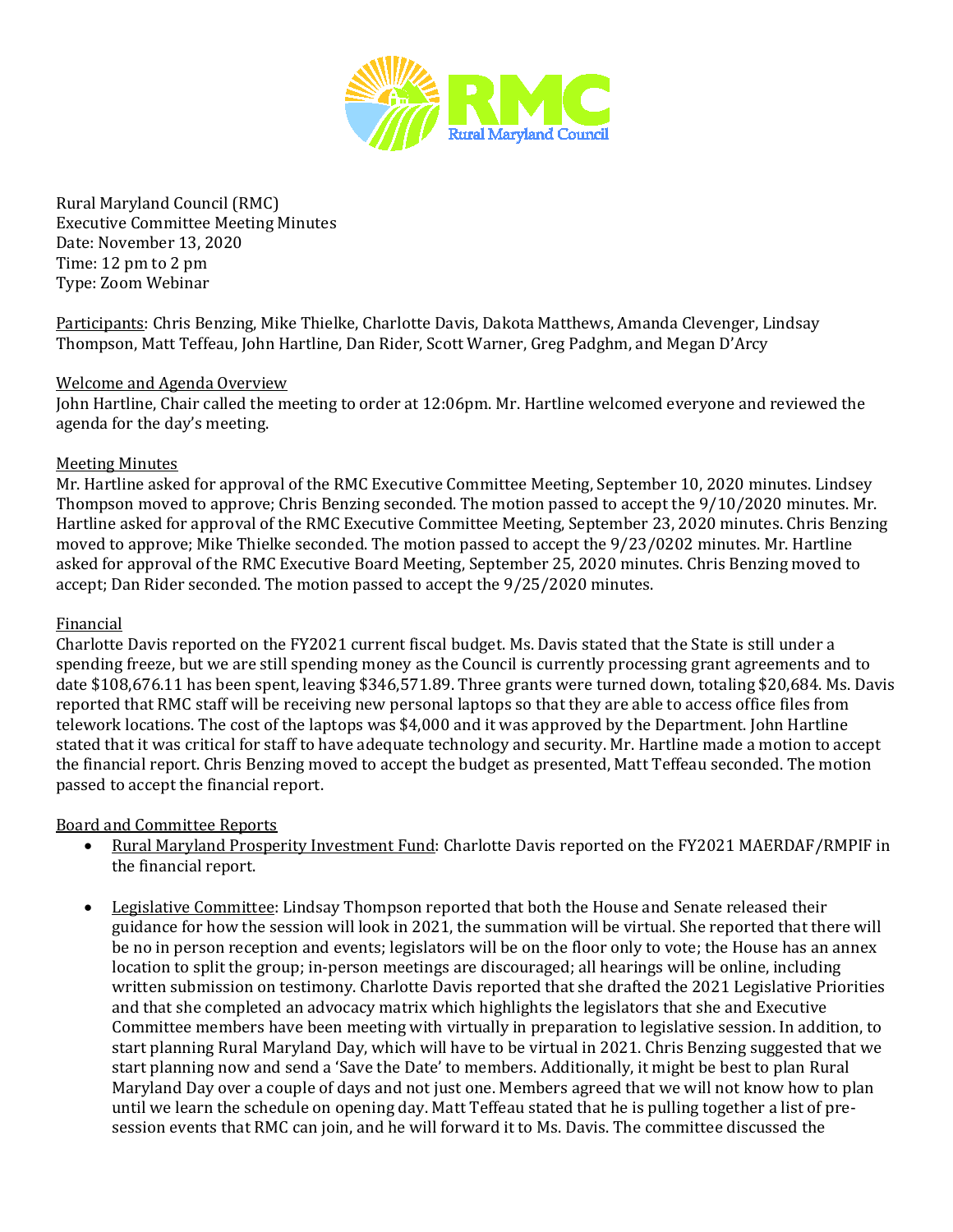Rural Maryland Council (RMC)
Executive Committee Meeting Minutes
Date: November 13, 2020
Time: 12 pm to 2 pm
Type: Zoom Webinar

Participants: Chris Benzing, Mike Thielke, Charlotte Davis, Dakota Matthews, Amanda Clevenger, Lindsay Thompson, Matt Teffeau, John Hartline, Dan Rider, Scott Warner, Greg Padghm, and Megan D'Arcy

Welcome and Agenda Overview
John Hartline, Chair called the meeting to order at 12:06pm. Mr. Hartline welcomed everyone and reviewed the agenda for the day's meeting.

Meeting Minutes
Mr. Hartline asked for approval of the RMC Executive Committee Meeting, September 10, 2020 minutes. Lindsey Thompson moved to approve; Chris Benzing seconded. The motion passed to accept the 9/10/2020 minutes. Mr. Hartline asked for approval of the RMC Executive Committee Meeting, September 23, 2020 minutes. Chris Benzing moved to approve; Mike Thielke seconded. The motion passed to accept the 9/23/0202 minutes. Mr. Hartline asked for approval of the RMC Executive Board Meeting, September 25, 2020 minutes. Chris Benzing moved to accept; Dan Rider seconded. The motion passed to accept the 9/25/2020 minutes.

Financial
Charlotte Davis reported on the FY2021 current fiscal budget. Ms. Davis stated that the State is still under a spending freeze, but we are still spending money as the Council is currently processing grant agreements and to date $108,676.11 has been spent, leaving $346,571.89. Three grants were turned down, totaling $20,684. Ms. Davis reported that RMC staff will be receiving new personal laptops so that they are able to access office files from telework locations. The cost of the laptops was $4,000 and it was approved by the Department. John Hartline stated that it was critical for staff to have adequate technology and security. Mr. Hartline made a motion to accept the financial report. Chris Benzing moved to accept the budget as presented, Matt Teffeau seconded. The motion passed to accept the financial report.

Board and Committee Reports

- Rural Maryland Prosperity Investment Fund: Charlotte Davis reported on the FY2021 MAERDAF/RMPIF in the financial report.

- Legislative Committee: Lindsay Thompson reported that both the House and Senate released their guidance for how the session will look in 2021, the summation will be virtual. She reported that there will be no in person reception and events; legislators will be on the floor only to vote; the House has an annex location to split the group; in-person meetings are discouraged; all hearings will be online, including written submission on testimony. Charlotte Davis reported that she drafted the 2021 Legislative Priorities and that she completed an advocacy matrix which highlights the legislators that she and Executive Committee members have been meeting with virtually in preparation to legislative session. In addition, to start planning Rural Maryland Day, which will have to be virtual in 2021. Chris Benzing suggested that we start planning now and send a 'Save the Date' to members. Additionally, it might be best to plan Rural Maryland Day over a couple of days and not just one. Members agreed that we will not know how to plan until we learn the schedule on opening day. Matt Teffeau stated that he is pulling together a list of pre-session events that RMC can join, and he will forward it to Ms. Davis. The committee discussed the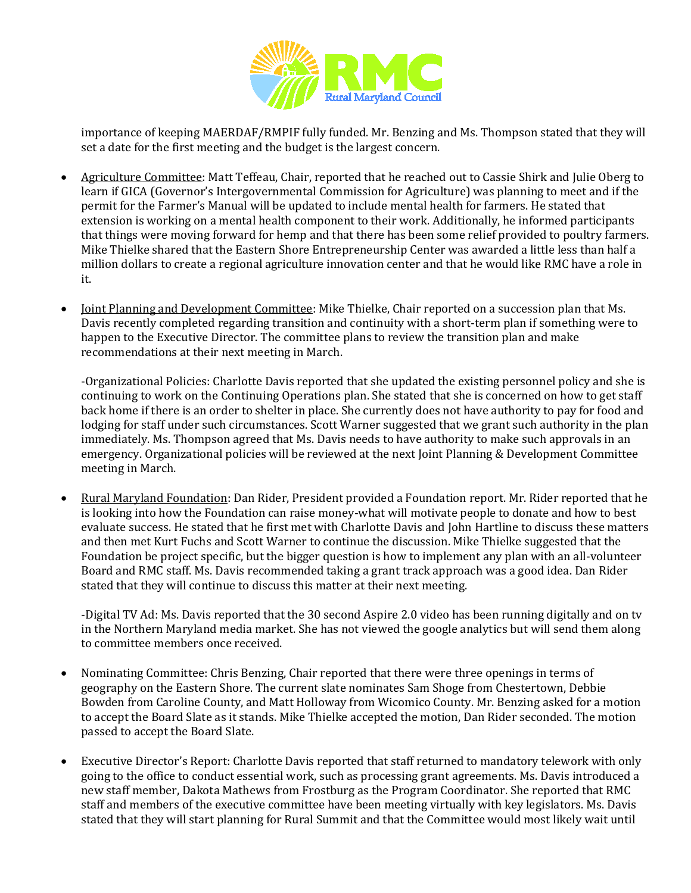importance of keeping MAERDAF/RMPIF fully funded. Mr. Benzing and Ms. Thompson stated that they will set a date for the first meeting and the budget is the largest concern.

- Agriculture Committee: Matt Teffeau, Chair, reported that he reached out to Cassie Shirk and Julie Oberg to learn if GICA (Governor's Intergovernmental Commission for Agriculture) was planning to meet and if the permit for the Farmer's Manual will be updated to include mental health for farmers. He stated that extension is working on a mental health component to their work. Additionally, he informed participants that things were moving forward for hemp and that there has been some relief provided to poultry farmers. Mike Thielke shared that the Eastern Shore Entrepreneurship Center was awarded a little less than half a million dollars to create a regional agriculture innovation center and that he would like RMC have a role in it.

- Joint Planning and Development Committee: Mike Thielke, Chair reported on a succession plan that Ms. Davis recently completed regarding transition and continuity with a short-term plan if something were to happen to the Executive Director. The committee plans to review the transition plan and make recommendations at their next meeting in March.

  -Organizational Policies: Charlotte Davis reported that she updated the existing personnel policy and she is continuing to work on the Continuing Operations plan. She stated that she is concerned on how to get staff back home if there is an order to shelter in place. She currently does not have authority to pay for food and lodging for staff under such circumstances. Scott Warner suggested that we grant such authority in the plan immediately. Ms. Thompson agreed that Ms. Davis needs to have authority to make such approvals in an emergency. Organizational policies will be reviewed at the next Joint Planning & Development Committee meeting in March.

- Rural Maryland Foundation: Dan Rider, President provided a Foundation report. Mr. Rider reported that he is looking into how the Foundation can raise money-what will motivate people to donate and how to best evaluate success. He stated that he first met with Charlotte Davis and John Hartline to discuss these matters and then met Kurt Fuchs and Scott Warner to continue the discussion. Mike Thielke suggested that the Foundation be project specific, but the bigger question is how to implement any plan with an all-volunteer Board and RMC staff. Ms. Davis recommended taking a grant track approach was a good idea. Dan Rider stated that they will continue to discuss this matter at their next meeting.

  -Digital TV Ad: Ms. Davis reported that the 30 second Aspire 2.0 video has been running digitally and on tv in the Northern Maryland media market. She has not viewed the google analytics but will send them along to committee members once received.

- Nominating Committee: Chris Benzing, Chair reported that there were three openings in terms of geography on the Eastern Shore. The current slate nominates Sam Shoge from Chestertown, Debbie Bowden from Caroline County, and Matt Holloway from Wicomico County. Mr. Benzing asked for a motion to accept the Board Slate as it stands. Mike Thielke accepted the motion, Dan Rider seconded. The motion passed to accept the Board Slate.

- Executive Director's Report: Charlotte Davis reported that staff returned to mandatory telework with only going to the office to conduct essential work, such as processing grant agreements. Ms. Davis introduced a new staff member, Dakota Mathews from Frostburg as the Program Coordinator. She reported that RMC staff and members of the executive committee have been meeting virtually with key legislators. Ms. Davis stated that they will start planning for Rural Summit and that the Committee would most likely wait until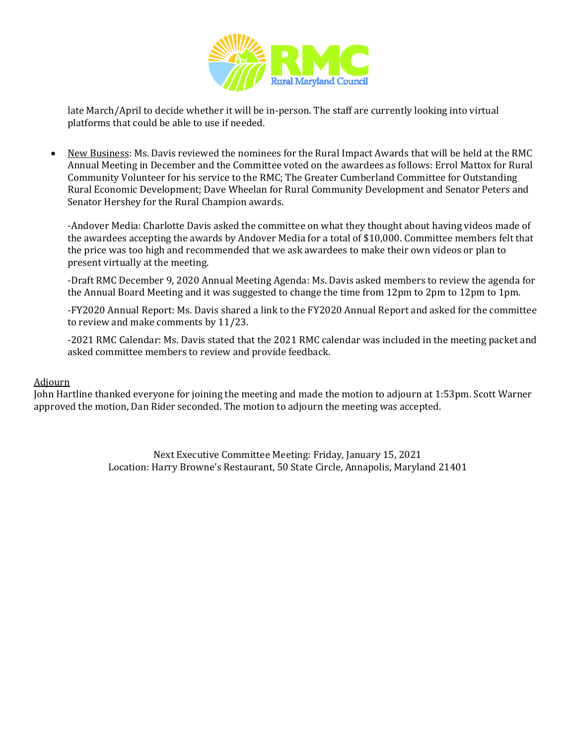late March/April to decide whether it will be in-person. The staff are currently looking into virtual platforms that could be able to use if needed.

- New Business: Ms. Davis reviewed the nominees for the Rural Impact Awards that will be held at the RMC Annual Meeting in December and the Committee voted on the awardees as follows: Errol Mattox for Rural Community Volunteer for his service to the RMC; The Greater Cumberland Committee for Outstanding Rural Economic Development; Dave Wheelan for Rural Community Development and Senator Peters and Senator Hershey for the Rural Champion awards.

  -Andover Media: Charlotte Davis asked the committee on what they thought about having videos made of the awardees accepting the awards by Andover Media for a total of $10,000. Committee members felt that the price was too high and recommended that we ask awardees to make their own videos or plan to present virtually at the meeting.

  -Draft RMC December 9, 2020 Annual Meeting Agenda: Ms. Davis asked members to review the agenda for the Annual Board Meeting and it was suggested to change the time from 12pm to 2pm to 12pm to 1pm.

  -FY2020 Annual Report: Ms. Davis shared a link to the FY2020 Annual Report and asked for the committee to review and make comments by 11/23.

  -2021 RMC Calendar: Ms. Davis stated that the 2021 RMC calendar was included in the meeting packet and asked committee members to review and provide feedback.

Adjourn

John Hartline thanked everyone for joining the meeting and made the motion to adjourn at 1:53pm. Scott Warner approved the motion, Dan Rider seconded. The motion to adjourn the meeting was accepted.

Next Executive Committee Meeting: Friday, January 15, 2021

Location: Harry Browne's Restaurant, 50 State Circle, Annapolis, Maryland 21401